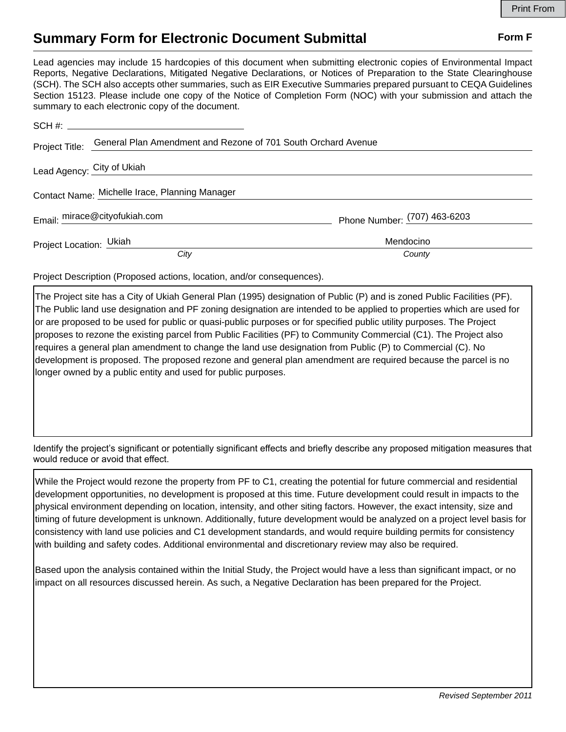# Summary Form for Electronic Document Submittal

**Form F**

Lead agencies may include 15 hardcopies of this document when submitting electronic copies of Environmental Impact Reports, Negative Declarations, Mitigated Negative Declarations, or Notices of Preparation to the State Clearinghouse (SCH). The SCH also accepts other summaries, such as EIR Executive Summaries prepared pursuant to CEQA Guidelines Section 15123. Please include one copy of the Notice of Completion Form (NOC) with your submission and attach the summary to each electronic copy of the document.

SCH #: 

Project Title: General Plan Amendment and Rezone of 701 South Orchard Avenue

Lead Agency: City of Ukiah

Contact Name: Michelle Irace, Planning Manager

Email: mirace@cityofukiah.com    Phone Number: (707) 463-6203

Project Location: Ukiah (*City*)    Mendocino (*County*)

Project Description (Proposed actions, location, and/or consequences).

The Project site has a City of Ukiah General Plan (1995) designation of Public (P) and is zoned Public Facilities (PF). The Public land use designation and PF zoning designation are intended to be applied to properties which are used for or are proposed to be used for public or quasi-public purposes or for specified public utility purposes. The Project proposes to rezone the existing parcel from Public Facilities (PF) to Community Commercial (C1). The Project also requires a general plan amendment to change the land use designation from Public (P) to Commercial (C). No development is proposed. The proposed rezone and general plan amendment are required because the parcel is no longer owned by a public entity and used for public purposes.

Identify the project's significant or potentially significant effects and briefly describe any proposed mitigation measures that would reduce or avoid that effect.

While the Project would rezone the property from PF to C1, creating the potential for future commercial and residential development opportunities, no development is proposed at this time. Future development could result in impacts to the physical environment depending on location, intensity, and other siting factors. However, the exact intensity, size and timing of future development is unknown. Additionally, future development would be analyzed on a project level basis for consistency with land use policies and C1 development standards, and would require building permits for consistency with building and safety codes. Additional environmental and discretionary review may also be required.

Based upon the analysis contained within the Initial Study, the Project would have a less than significant impact, or no impact on all resources discussed herein. As such, a Negative Declaration has been prepared for the Project.

*Revised September 2011*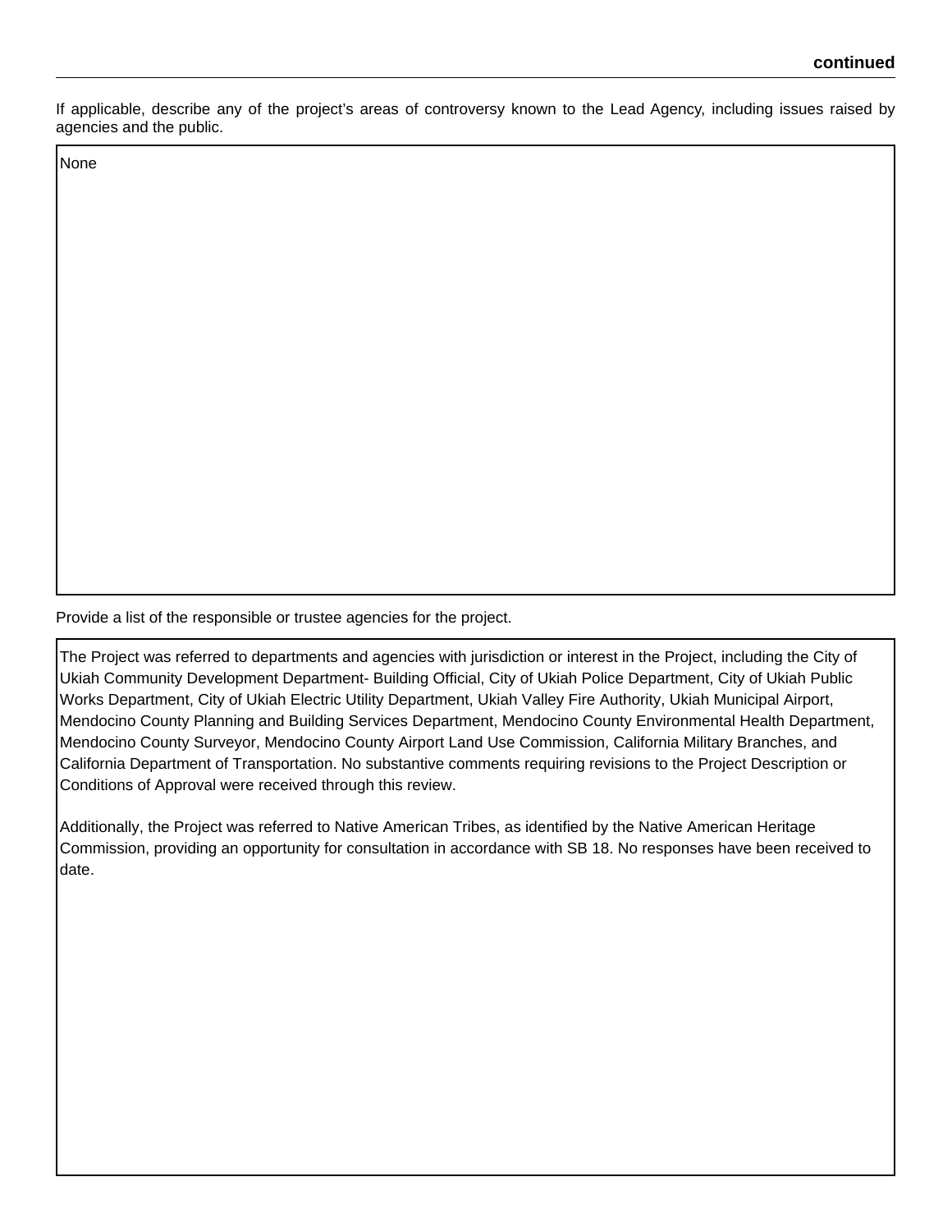**continued**

If applicable, describe any of the project's areas of controversy known to the Lead Agency, including issues raised by agencies and the public.

None

Provide a list of the responsible or trustee agencies for the project.

The Project was referred to departments and agencies with jurisdiction or interest in the Project, including the City of Ukiah Community Development Department- Building Official, City of Ukiah Police Department, City of Ukiah Public Works Department, City of Ukiah Electric Utility Department, Ukiah Valley Fire Authority, Ukiah Municipal Airport, Mendocino County Planning and Building Services Department, Mendocino County Environmental Health Department, Mendocino County Surveyor, Mendocino County Airport Land Use Commission, California Military Branches, and California Department of Transportation. No substantive comments requiring revisions to the Project Description or Conditions of Approval were received through this review.

Additionally, the Project was referred to Native American Tribes, as identified by the Native American Heritage Commission, providing an opportunity for consultation in accordance with SB 18. No responses have been received to date.